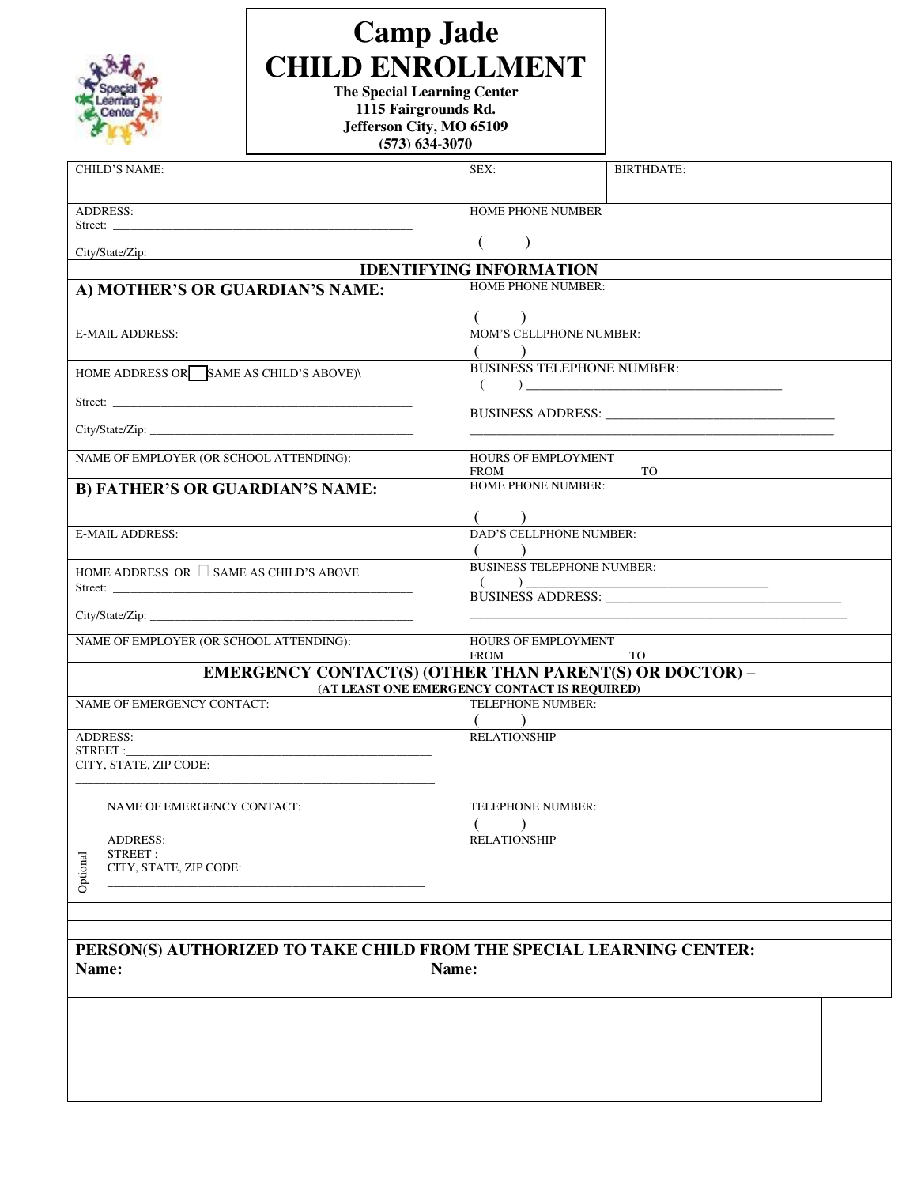# Camp Jade
# CHILD ENROLLMENT

**The Special Learning Center**
**1115 Fairgrounds Rd.**
**Jefferson City, MO 65109**
**(573) 634-3070**

| CHILD'S NAME: | SEX: | BIRTHDATE: |
|---|---|---|
| ADDRESS:<br>Street: ___________________________________________<br>City/State/Zip: | HOME PHONE NUMBER<br>(    ) | |

## IDENTIFYING INFORMATION

| | |
|---|---|
| **A) MOTHER'S OR GUARDIAN'S NAME:** | HOME PHONE NUMBER:<br>(    ) |
| E-MAIL ADDRESS: | MOM'S CELLPHONE NUMBER:<br>(    ) |
| HOME ADDRESS OR ☐ SAME AS CHILD'S ABOVE)\<br>Street: ___________________________________________<br>City/State/Zip: ______________________________________ | BUSINESS TELEPHONE NUMBER:<br>(    ) ____________________________________<br>BUSINESS ADDRESS: ______________________________<br>_____________________________________________ |
| NAME OF EMPLOYER (OR SCHOOL ATTENDING): | HOURS OF EMPLOYMENT<br>FROM TO |
| **B) FATHER'S OR GUARDIAN'S NAME:** | HOME PHONE NUMBER:<br>(    ) |
| E-MAIL ADDRESS: | DAD'S CELLPHONE NUMBER:<br>(    ) |
| HOME ADDRESS OR ☐ SAME AS CHILD'S ABOVE<br>Street: ___________________________________________<br>City/State/Zip: ______________________________________ | BUSINESS TELEPHONE NUMBER:<br>(    ) ________________________________<br>BUSINESS ADDRESS: ________________________________<br>_____________________________________________ |
| NAME OF EMPLOYER (OR SCHOOL ATTENDING): | HOURS OF EMPLOYMENT<br>FROM TO |

## EMERGENCY CONTACT(S) (OTHER THAN PARENT(S) OR DOCTOR) –

**(AT LEAST ONE EMERGENCY CONTACT IS REQUIRED)**

| | |
|---|---|
| NAME OF EMERGENCY CONTACT: | TELEPHONE NUMBER:<br>(    ) |
| ADDRESS:<br>STREET :_______________________________________<br>CITY, STATE, ZIP CODE:<br>_____________________________________________ | RELATIONSHIP |
| *Optional*<br>NAME OF EMERGENCY CONTACT: | TELEPHONE NUMBER:<br>(    ) |
| ADDRESS:<br>STREET : ______________________________________<br>CITY, STATE, ZIP CODE:<br>_____________________________________________ | RELATIONSHIP |

**PERSON(S) AUTHORIZED TO TAKE CHILD FROM THE SPECIAL LEARNING CENTER:**

**Name:** **Name:**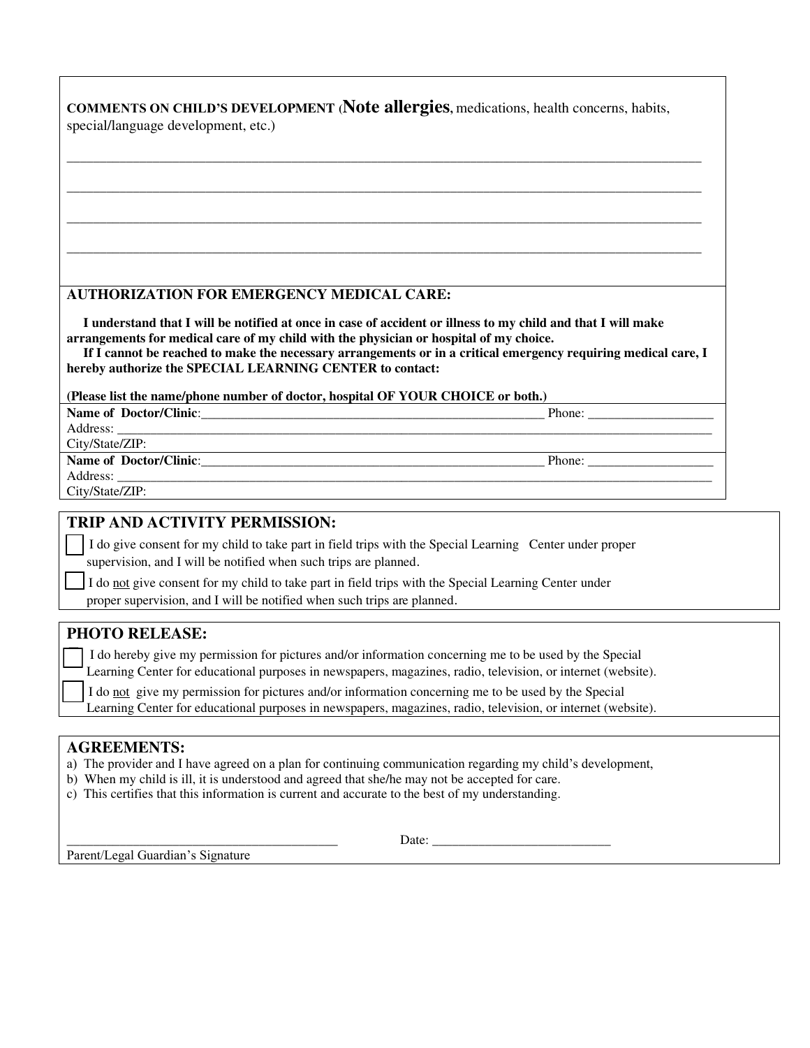**COMMENTS ON CHILD'S DEVELOPMENT** (**Note allergies**, medications, health concerns, habits, special/language development, etc.)

___________________________________________________________________________________________

___________________________________________________________________________________________

___________________________________________________________________________________________

___________________________________________________________________________________________

## AUTHORIZATION FOR EMERGENCY MEDICAL CARE:

**I understand that I will be notified at once in case of accident or illness to my child and that I will make arrangements for medical care of my child with the physician or hospital of my choice.**

**If I cannot be reached to make the necessary arrangements or in a critical emergency requiring medical care, I hereby authorize the SPECIAL LEARNING CENTER to contact:**

**(Please list the name/phone number of doctor, hospital OF YOUR CHOICE or both.)**

**Name of Doctor/Clinic**:_______________________________________________ Phone: ___________________

Address: ______________________________________________________________________________

City/State/ZIP:

**Name of Doctor/Clinic**:_______________________________________________ Phone: ___________________

Address: ______________________________________________________________________________

City/State/ZIP:

## TRIP AND ACTIVITY PERMISSION:

☐ I do give consent for my child to take part in field trips with the Special Learning Center under proper supervision, and I will be notified when such trips are planned.

☐ I do not give consent for my child to take part in field trips with the Special Learning Center under proper supervision, and I will be notified when such trips are planned.

## PHOTO RELEASE:

☐ I do hereby give my permission for pictures and/or information concerning me to be used by the Special Learning Center for educational purposes in newspapers, magazines, radio, television, or internet (website).

☐ I do not give my permission for pictures and/or information concerning me to be used by the Special Learning Center for educational purposes in newspapers, magazines, radio, television, or internet (website).

## AGREEMENTS:

a) The provider and I have agreed on a plan for continuing communication regarding my child's development,
b) When my child is ill, it is understood and agreed that she/he may not be accepted for care.
c) This certifies that this information is current and accurate to the best of my understanding.

________________________________________ Date: ___________________________

Parent/Legal Guardian's Signature